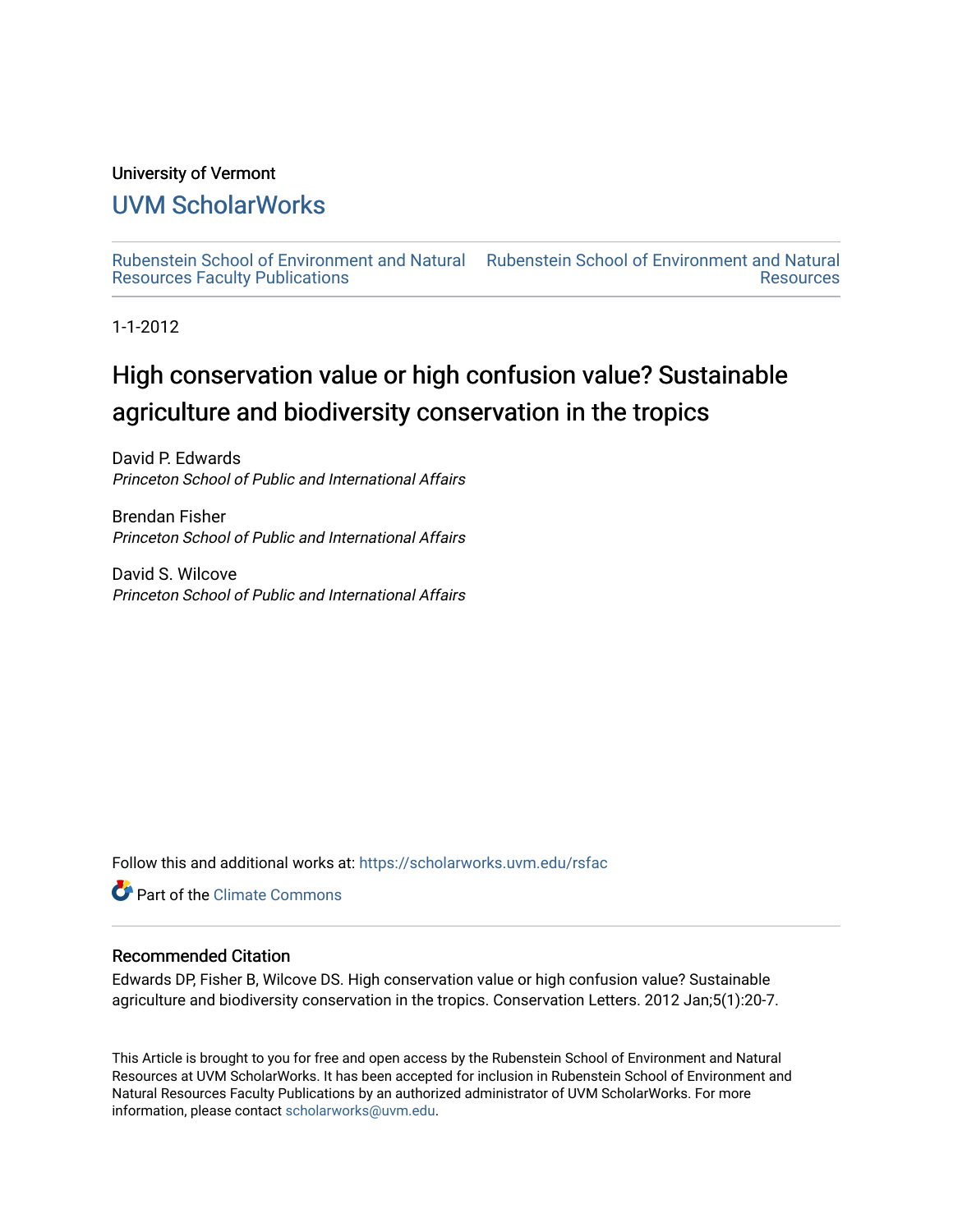University of Vermont

## UVM ScholarWorks

Rubenstein School of Environment and Natural Resources Faculty Publications | Rubenstein School of Environment and Natural Resources

1-1-2012

# High conservation value or high confusion value? Sustainable agriculture and biodiversity conservation in the tropics

David P. Edwards
*Princeton School of Public and International Affairs*

Brendan Fisher
*Princeton School of Public and International Affairs*

David S. Wilcove
*Princeton School of Public and International Affairs*

Follow this and additional works at: https://scholarworks.uvm.edu/rsfac

Part of the Climate Commons

### Recommended Citation

Edwards DP, Fisher B, Wilcove DS. High conservation value or high confusion value? Sustainable agriculture and biodiversity conservation in the tropics. Conservation Letters. 2012 Jan;5(1):20-7.

This Article is brought to you for free and open access by the Rubenstein School of Environment and Natural Resources at UVM ScholarWorks. It has been accepted for inclusion in Rubenstein School of Environment and Natural Resources Faculty Publications by an authorized administrator of UVM ScholarWorks. For more information, please contact scholarworks@uvm.edu.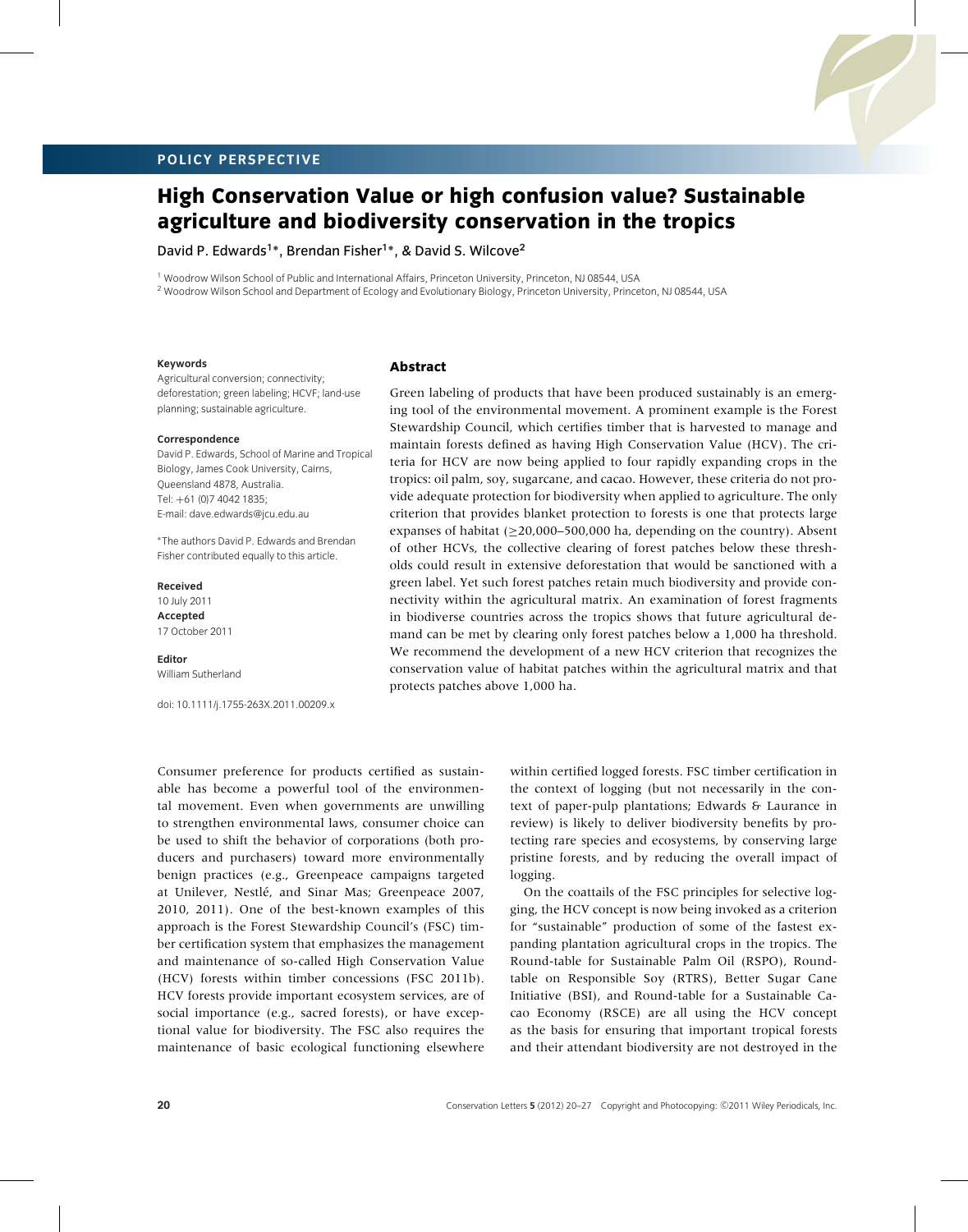POLICY PERSPECTIVE

# High Conservation Value or high confusion value? Sustainable agriculture and biodiversity conservation in the tropics

David P. Edwards[1]*, Brendan Fisher[1]*, & David S. Wilcove[2]

[1] Woodrow Wilson School of Public and International Affairs, Princeton University, Princeton, NJ 08544, USA
[2] Woodrow Wilson School and Department of Ecology and Evolutionary Biology, Princeton University, Princeton, NJ 08544, USA

**Keywords**
Agricultural conversion; connectivity; deforestation; green labeling; HCVF; land-use planning; sustainable agriculture.

**Correspondence**
David P. Edwards, School of Marine and Tropical Biology, James Cook University, Cairns, Queensland 4878, Australia.
Tel: +61 (0)7 4042 1835;
E-mail: dave.edwards@jcu.edu.au

*The authors David P. Edwards and Brendan Fisher contributed equally to this article.

**Received**
10 July 2011
**Accepted**
17 October 2011

**Editor**
William Sutherland

doi: 10.1111/j.1755-263X.2011.00209.x

## Abstract

Green labeling of products that have been produced sustainably is an emerging tool of the environmental movement. A prominent example is the Forest Stewardship Council, which certifies timber that is harvested to manage and maintain forests defined as having High Conservation Value (HCV). The criteria for HCV are now being applied to four rapidly expanding crops in the tropics: oil palm, soy, sugarcane, and cacao. However, these criteria do not provide adequate protection for biodiversity when applied to agriculture. The only criterion that provides blanket protection to forests is one that protects large expanses of habitat (≥20,000–500,000 ha, depending on the country). Absent of other HCVs, the collective clearing of forest patches below these thresholds could result in extensive deforestation that would be sanctioned with a green label. Yet such forest patches retain much biodiversity and provide connectivity within the agricultural matrix. An examination of forest fragments in biodiverse countries across the tropics shows that future agricultural demand can be met by clearing only forest patches below a 1,000 ha threshold. We recommend the development of a new HCV criterion that recognizes the conservation value of habitat patches within the agricultural matrix and that protects patches above 1,000 ha.

Consumer preference for products certified as sustainable has become a powerful tool of the environmental movement. Even when governments are unwilling to strengthen environmental laws, consumer choice can be used to shift the behavior of corporations (both producers and purchasers) toward more environmentally benign practices (e.g., Greenpeace campaigns targeted at Unilever, Nestlé, and Sinar Mas; Greenpeace 2007, 2010, 2011). One of the best-known examples of this approach is the Forest Stewardship Council's (FSC) timber certification system that emphasizes the management and maintenance of so-called High Conservation Value (HCV) forests within timber concessions (FSC 2011b). HCV forests provide important ecosystem services, are of social importance (e.g., sacred forests), or have exceptional value for biodiversity. The FSC also requires the maintenance of basic ecological functioning elsewhere within certified logged forests. FSC timber certification in the context of logging (but not necessarily in the context of paper-pulp plantations; Edwards & Laurance in review) is likely to deliver biodiversity benefits by protecting rare species and ecosystems, by conserving large pristine forests, and by reducing the overall impact of logging.

On the coattails of the FSC principles for selective logging, the HCV concept is now being invoked as a criterion for "sustainable" production of some of the fastest expanding plantation agricultural crops in the tropics. The Round-table for Sustainable Palm Oil (RSPO), Round-table on Responsible Soy (RTRS), Better Sugar Cane Initiative (BSI), and Round-table for a Sustainable Cacao Economy (RSCE) are all using the HCV concept as the basis for ensuring that important tropical forests and their attendant biodiversity are not destroyed in the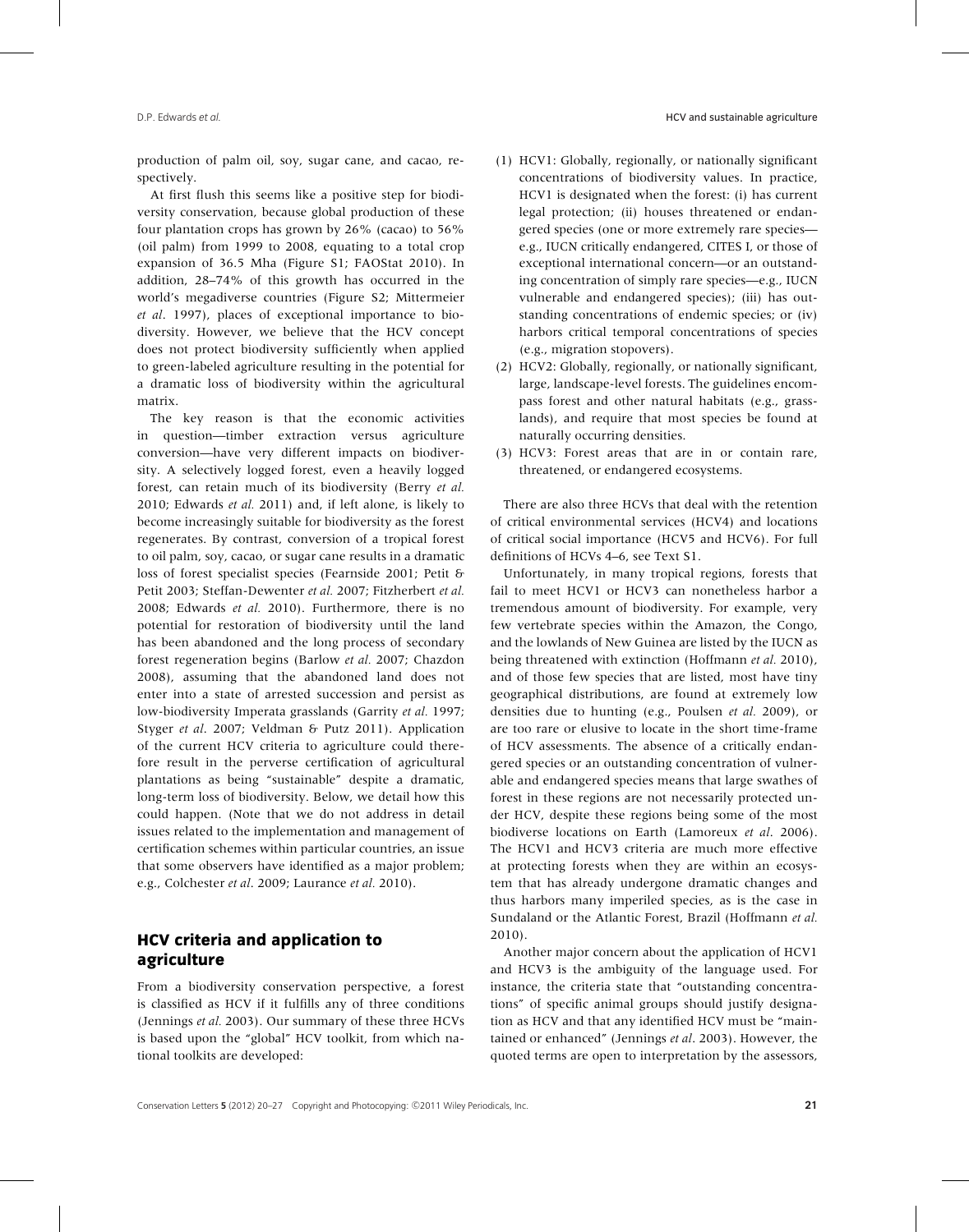production of palm oil, soy, sugar cane, and cacao, respectively.

At first flush this seems like a positive step for biodiversity conservation, because global production of these four plantation crops has grown by 26% (cacao) to 56% (oil palm) from 1999 to 2008, equating to a total crop expansion of 36.5 Mha (Figure S1; FAOStat 2010). In addition, 28–74% of this growth has occurred in the world's megadiverse countries (Figure S2; Mittermeier *et al*. 1997), places of exceptional importance to biodiversity. However, we believe that the HCV concept does not protect biodiversity sufficiently when applied to green-labeled agriculture resulting in the potential for a dramatic loss of biodiversity within the agricultural matrix.

The key reason is that the economic activities in question—timber extraction versus agriculture conversion—have very different impacts on biodiversity. A selectively logged forest, even a heavily logged forest, can retain much of its biodiversity (Berry *et al.* 2010; Edwards *et al.* 2011) and, if left alone, is likely to become increasingly suitable for biodiversity as the forest regenerates. By contrast, conversion of a tropical forest to oil palm, soy, cacao, or sugar cane results in a dramatic loss of forest specialist species (Fearnside 2001; Petit & Petit 2003; Steffan-Dewenter *et al.* 2007; Fitzherbert *et al.* 2008; Edwards *et al.* 2010). Furthermore, there is no potential for restoration of biodiversity until the land has been abandoned and the long process of secondary forest regeneration begins (Barlow *et al.* 2007; Chazdon 2008), assuming that the abandoned land does not enter into a state of arrested succession and persist as low-biodiversity Imperata grasslands (Garrity *et al.* 1997; Styger *et al*. 2007; Veldman & Putz 2011). Application of the current HCV criteria to agriculture could therefore result in the perverse certification of agricultural plantations as being "sustainable" despite a dramatic, long-term loss of biodiversity. Below, we detail how this could happen. (Note that we do not address in detail issues related to the implementation and management of certification schemes within particular countries, an issue that some observers have identified as a major problem; e.g., Colchester *et al*. 2009; Laurance *et al.* 2010).

## HCV criteria and application to agriculture

From a biodiversity conservation perspective, a forest is classified as HCV if it fulfills any of three conditions (Jennings *et al.* 2003). Our summary of these three HCVs is based upon the "global" HCV toolkit, from which national toolkits are developed:

(1) HCV1: Globally, regionally, or nationally significant concentrations of biodiversity values. In practice, HCV1 is designated when the forest: (i) has current legal protection; (ii) houses threatened or endangered species (one or more extremely rare species—e.g., IUCN critically endangered, CITES I, or those of exceptional international concern—or an outstanding concentration of simply rare species—e.g., IUCN vulnerable and endangered species); (iii) has outstanding concentrations of endemic species; or (iv) harbors critical temporal concentrations of species (e.g., migration stopovers).

(2) HCV2: Globally, regionally, or nationally significant, large, landscape-level forests. The guidelines encompass forest and other natural habitats (e.g., grasslands), and require that most species be found at naturally occurring densities.

(3) HCV3: Forest areas that are in or contain rare, threatened, or endangered ecosystems.

There are also three HCVs that deal with the retention of critical environmental services (HCV4) and locations of critical social importance (HCV5 and HCV6). For full definitions of HCVs 4–6, see Text S1.

Unfortunately, in many tropical regions, forests that fail to meet HCV1 or HCV3 can nonetheless harbor a tremendous amount of biodiversity. For example, very few vertebrate species within the Amazon, the Congo, and the lowlands of New Guinea are listed by the IUCN as being threatened with extinction (Hoffmann *et al.* 2010), and of those few species that are listed, most have tiny geographical distributions, are found at extremely low densities due to hunting (e.g., Poulsen *et al.* 2009), or are too rare or elusive to locate in the short time-frame of HCV assessments. The absence of a critically endangered species or an outstanding concentration of vulnerable and endangered species means that large swathes of forest in these regions are not necessarily protected under HCV, despite these regions being some of the most biodiverse locations on Earth (Lamoreux *et al*. 2006). The HCV1 and HCV3 criteria are much more effective at protecting forests when they are within an ecosystem that has already undergone dramatic changes and thus harbors many imperiled species, as is the case in Sundaland or the Atlantic Forest, Brazil (Hoffmann *et al.* 2010).

Another major concern about the application of HCV1 and HCV3 is the ambiguity of the language used. For instance, the criteria state that "outstanding concentrations" of specific animal groups should justify designation as HCV and that any identified HCV must be "maintained or enhanced" (Jennings *et al*. 2003). However, the quoted terms are open to interpretation by the assessors,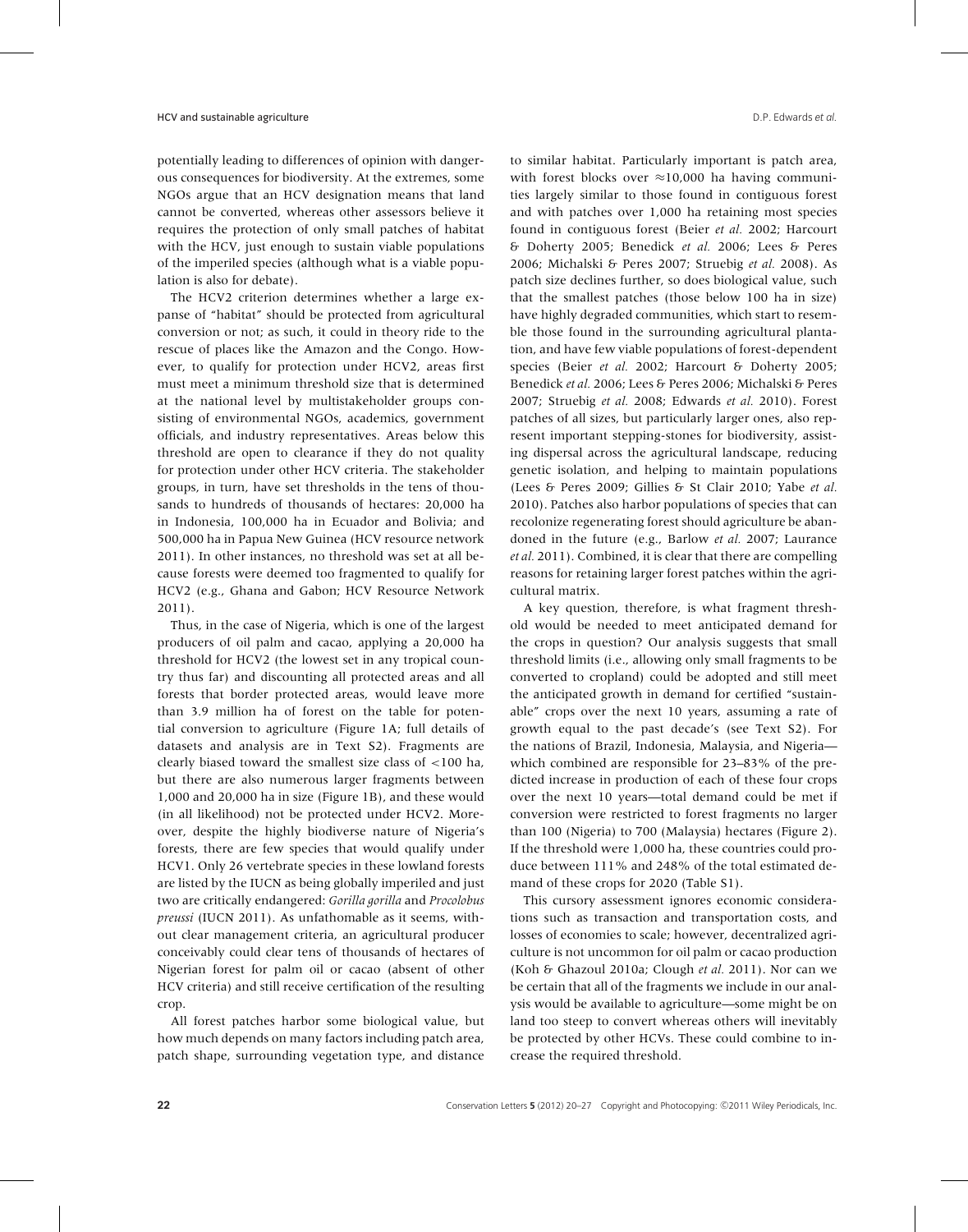potentially leading to differences of opinion with dangerous consequences for biodiversity. At the extremes, some NGOs argue that an HCV designation means that land cannot be converted, whereas other assessors believe it requires the protection of only small patches of habitat with the HCV, just enough to sustain viable populations of the imperiled species (although what is a viable population is also for debate).

The HCV2 criterion determines whether a large expanse of "habitat" should be protected from agricultural conversion or not; as such, it could in theory ride to the rescue of places like the Amazon and the Congo. However, to qualify for protection under HCV2, areas first must meet a minimum threshold size that is determined at the national level by multistakeholder groups consisting of environmental NGOs, academics, government officials, and industry representatives. Areas below this threshold are open to clearance if they do not quality for protection under other HCV criteria. The stakeholder groups, in turn, have set thresholds in the tens of thousands to hundreds of thousands of hectares: 20,000 ha in Indonesia, 100,000 ha in Ecuador and Bolivia; and 500,000 ha in Papua New Guinea (HCV resource network 2011). In other instances, no threshold was set at all because forests were deemed too fragmented to qualify for HCV2 (e.g., Ghana and Gabon; HCV Resource Network 2011).

Thus, in the case of Nigeria, which is one of the largest producers of oil palm and cacao, applying a 20,000 ha threshold for HCV2 (the lowest set in any tropical country thus far) and discounting all protected areas and all forests that border protected areas, would leave more than 3.9 million ha of forest on the table for potential conversion to agriculture (Figure 1A; full details of datasets and analysis are in Text S2). Fragments are clearly biased toward the smallest size class of <100 ha, but there are also numerous larger fragments between 1,000 and 20,000 ha in size (Figure 1B), and these would (in all likelihood) not be protected under HCV2. Moreover, despite the highly biodiverse nature of Nigeria's forests, there are few species that would qualify under HCV1. Only 26 vertebrate species in these lowland forests are listed by the IUCN as being globally imperiled and just two are critically endangered: *Gorilla gorilla* and *Procolobus preussi* (IUCN 2011). As unfathomable as it seems, without clear management criteria, an agricultural producer conceivably could clear tens of thousands of hectares of Nigerian forest for palm oil or cacao (absent of other HCV criteria) and still receive certification of the resulting crop.

All forest patches harbor some biological value, but how much depends on many factors including patch area, patch shape, surrounding vegetation type, and distance to similar habitat. Particularly important is patch area, with forest blocks over ≈10,000 ha having communities largely similar to those found in contiguous forest and with patches over 1,000 ha retaining most species found in contiguous forest (Beier *et al.* 2002; Harcourt & Doherty 2005; Benedick *et al.* 2006; Lees & Peres 2006; Michalski & Peres 2007; Struebig *et al.* 2008). As patch size declines further, so does biological value, such that the smallest patches (those below 100 ha in size) have highly degraded communities, which start to resemble those found in the surrounding agricultural plantation, and have few viable populations of forest-dependent species (Beier *et al.* 2002; Harcourt & Doherty 2005; Benedick *et al.* 2006; Lees & Peres 2006; Michalski & Peres 2007; Struebig *et al.* 2008; Edwards *et al.* 2010). Forest patches of all sizes, but particularly larger ones, also represent important stepping-stones for biodiversity, assisting dispersal across the agricultural landscape, reducing genetic isolation, and helping to maintain populations (Lees & Peres 2009; Gillies & St Clair 2010; Yabe *et al.* 2010). Patches also harbor populations of species that can recolonize regenerating forest should agriculture be abandoned in the future (e.g., Barlow *et al.* 2007; Laurance *et al.* 2011). Combined, it is clear that there are compelling reasons for retaining larger forest patches within the agricultural matrix.

A key question, therefore, is what fragment threshold would be needed to meet anticipated demand for the crops in question? Our analysis suggests that small threshold limits (i.e., allowing only small fragments to be converted to cropland) could be adopted and still meet the anticipated growth in demand for certified "sustainable" crops over the next 10 years, assuming a rate of growth equal to the past decade's (see Text S2). For the nations of Brazil, Indonesia, Malaysia, and Nigeria—which combined are responsible for 23–83% of the predicted increase in production of each of these four crops over the next 10 years—total demand could be met if conversion were restricted to forest fragments no larger than 100 (Nigeria) to 700 (Malaysia) hectares (Figure 2). If the threshold were 1,000 ha, these countries could produce between 111% and 248% of the total estimated demand of these crops for 2020 (Table S1).

This cursory assessment ignores economic considerations such as transaction and transportation costs, and losses of economies to scale; however, decentralized agriculture is not uncommon for oil palm or cacao production (Koh & Ghazoul 2010a; Clough *et al.* 2011). Nor can we be certain that all of the fragments we include in our analysis would be available to agriculture—some might be on land too steep to convert whereas others will inevitably be protected by other HCVs. These could combine to increase the required threshold.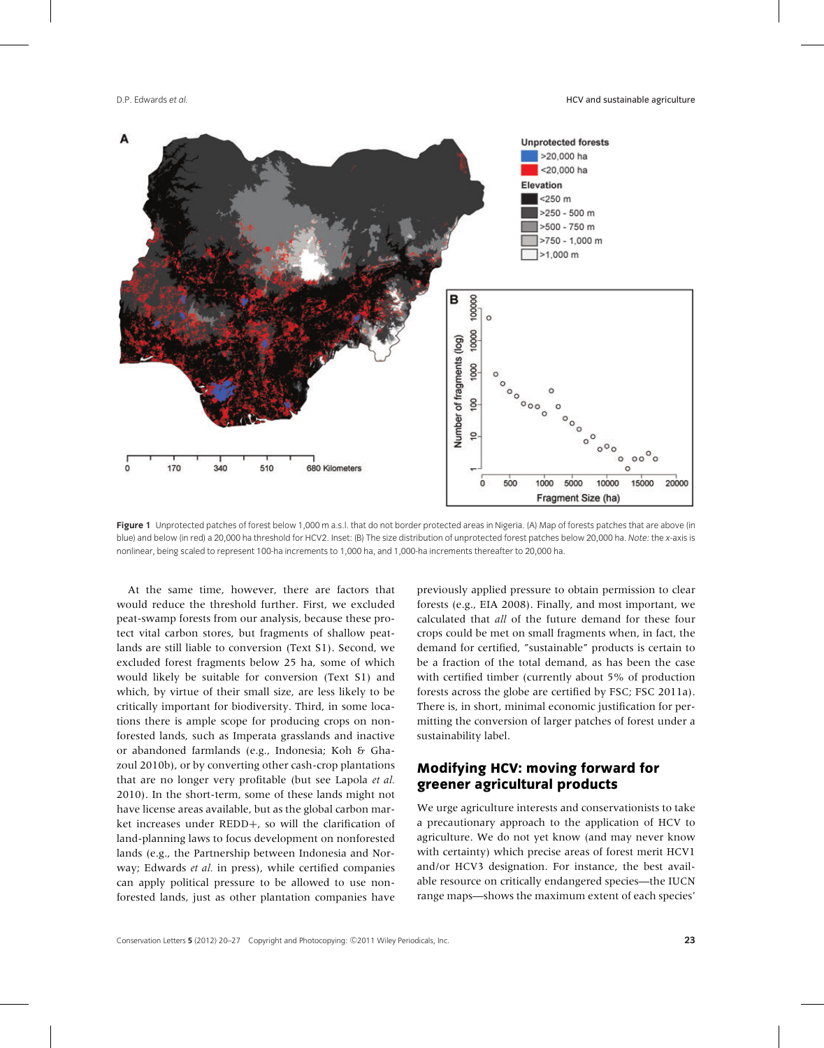**Figure 1** Unprotected patches of forest below 1,000 m a.s.l. that do not border protected areas in Nigeria. (A) Map of forests patches that are above (in blue) and below (in red) a 20,000 ha threshold for HCV2. Inset: (B) The size distribution of unprotected forest patches below 20,000 ha. *Note:* the *x*-axis is nonlinear, being scaled to represent 100-ha increments to 1,000 ha, and 1,000-ha increments thereafter to 20,000 ha.

At the same time, however, there are factors that would reduce the threshold further. First, we excluded peat-swamp forests from our analysis, because these protect vital carbon stores, but fragments of shallow peatlands are still liable to conversion (Text S1). Second, we excluded forest fragments below 25 ha, some of which would likely be suitable for conversion (Text S1) and which, by virtue of their small size, are less likely to be critically important for biodiversity. Third, in some locations there is ample scope for producing crops on non-forested lands, such as Imperata grasslands and inactive or abandoned farmlands (e.g., Indonesia; Koh & Ghazoul 2010b), or by converting other cash-crop plantations that are no longer very profitable (but see Lapola *et al.* 2010). In the short-term, some of these lands might not have license areas available, but as the global carbon market increases under REDD+, so will the clarification of land-planning laws to focus development on nonforested lands (e.g., the Partnership between Indonesia and Norway; Edwards *et al.* in press), while certified companies can apply political pressure to be allowed to use non-forested lands, just as other plantation companies have previously applied pressure to obtain permission to clear forests (e.g., EIA 2008). Finally, and most important, we calculated that *all* of the future demand for these four crops could be met on small fragments when, in fact, the demand for certified, "sustainable" products is certain to be a fraction of the total demand, as has been the case with certified timber (currently about 5% of production forests across the globe are certified by FSC; FSC 2011a). There is, in short, minimal economic justification for permitting the conversion of larger patches of forest under a sustainability label.

## Modifying HCV: moving forward for greener agricultural products

We urge agriculture interests and conservationists to take a precautionary approach to the application of HCV to agriculture. We do not yet know (and may never know with certainty) which precise areas of forest merit HCV1 and/or HCV3 designation. For instance, the best available resource on critically endangered species—the IUCN range maps—shows the maximum extent of each species'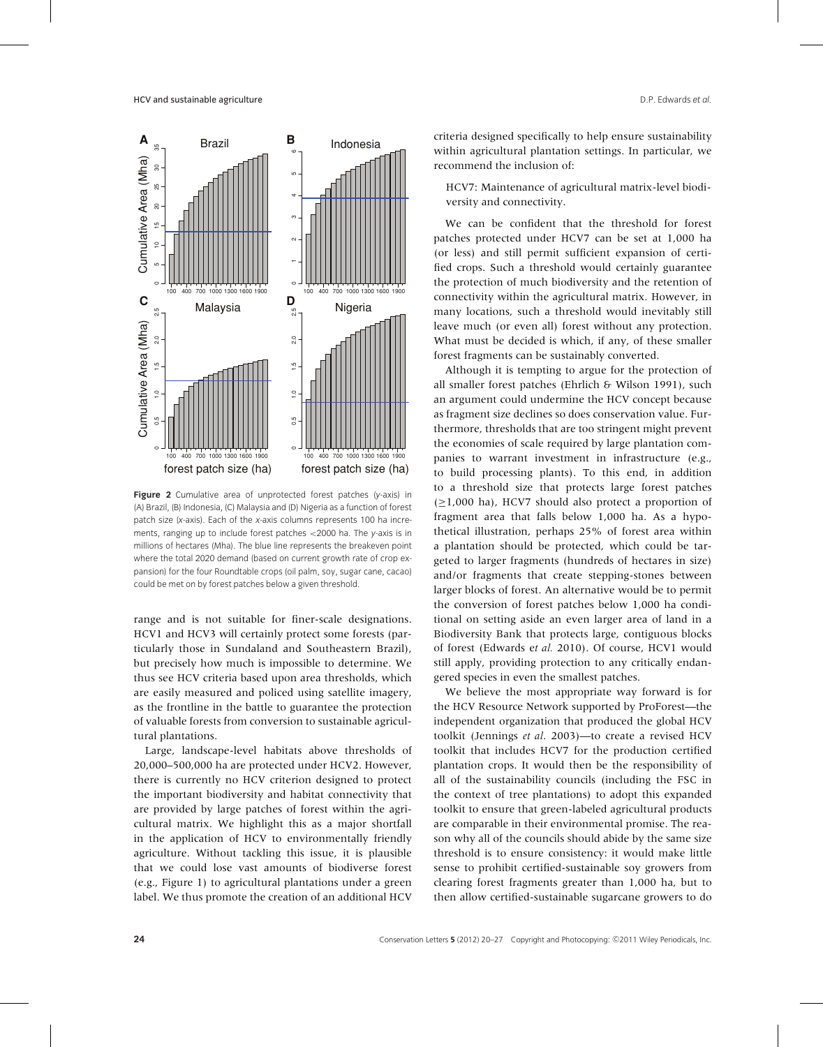**Figure 2** Cumulative area of unprotected forest patches (*y*-axis) in (A) Brazil, (B) Indonesia, (C) Malaysia and (D) Nigeria as a function of forest patch size (*x*-axis). Each of the *x*-axis columns represents 100 ha increments, ranging up to include forest patches <2000 ha. The *y*-axis is in millions of hectares (Mha). The blue line represents the breakeven point where the total 2020 demand (based on current growth rate of crop expansion) for the four Roundtable crops (oil palm, soy, sugar cane, cacao) could be met on by forest patches below a given threshold.

range and is not suitable for finer-scale designations. HCV1 and HCV3 will certainly protect some forests (particularly those in Sundaland and Southeastern Brazil), but precisely how much is impossible to determine. We thus see HCV criteria based upon area thresholds, which are easily measured and policed using satellite imagery, as the frontline in the battle to guarantee the protection of valuable forests from conversion to sustainable agricultural plantations.

Large, landscape-level habitats above thresholds of 20,000–500,000 ha are protected under HCV2. However, there is currently no HCV criterion designed to protect the important biodiversity and habitat connectivity that are provided by large patches of forest within the agricultural matrix. We highlight this as a major shortfall in the application of HCV to environmentally friendly agriculture. Without tackling this issue, it is plausible that we could lose vast amounts of biodiverse forest (e.g., Figure 1) to agricultural plantations under a green label. We thus promote the creation of an additional HCV criteria designed specifically to help ensure sustainability within agricultural plantation settings. In particular, we recommend the inclusion of:

> HCV7: Maintenance of agricultural matrix-level biodiversity and connectivity.

We can be confident that the threshold for forest patches protected under HCV7 can be set at 1,000 ha (or less) and still permit sufficient expansion of certified crops. Such a threshold would certainly guarantee the protection of much biodiversity and the retention of connectivity within the agricultural matrix. However, in many locations, such a threshold would inevitably still leave much (or even all) forest without any protection. What must be decided is which, if any, of these smaller forest fragments can be sustainably converted.

Although it is tempting to argue for the protection of all smaller forest patches (Ehrlich & Wilson 1991), such an argument could undermine the HCV concept because as fragment size declines so does conservation value. Furthermore, thresholds that are too stringent might prevent the economies of scale required by large plantation companies to warrant investment in infrastructure (e.g., to build processing plants). To this end, in addition to a threshold size that protects large forest patches ($\geq$1,000 ha), HCV7 should also protect a proportion of fragment area that falls below 1,000 ha. As a hypothetical illustration, perhaps 25% of forest area within a plantation should be protected, which could be targeted to larger fragments (hundreds of hectares in size) and/or fragments that create stepping-stones between larger blocks of forest. An alternative would be to permit the conversion of forest patches below 1,000 ha conditional on setting aside an even larger area of land in a Biodiversity Bank that protects large, contiguous blocks of forest (Edwards *et al.* 2010). Of course, HCV1 would still apply, providing protection to any critically endangered species in even the smallest patches.

We believe the most appropriate way forward is for the HCV Resource Network supported by ProForest—the independent organization that produced the global HCV toolkit (Jennings *et al*. 2003)—to create a revised HCV toolkit that includes HCV7 for the production certified plantation crops. It would then be the responsibility of all of the sustainability councils (including the FSC in the context of tree plantations) to adopt this expanded toolkit to ensure that green-labeled agricultural products are comparable in their environmental promise. The reason why all of the councils should abide by the same size threshold is to ensure consistency: it would make little sense to prohibit certified-sustainable soy growers from clearing forest fragments greater than 1,000 ha, but to then allow certified-sustainable sugarcane growers to do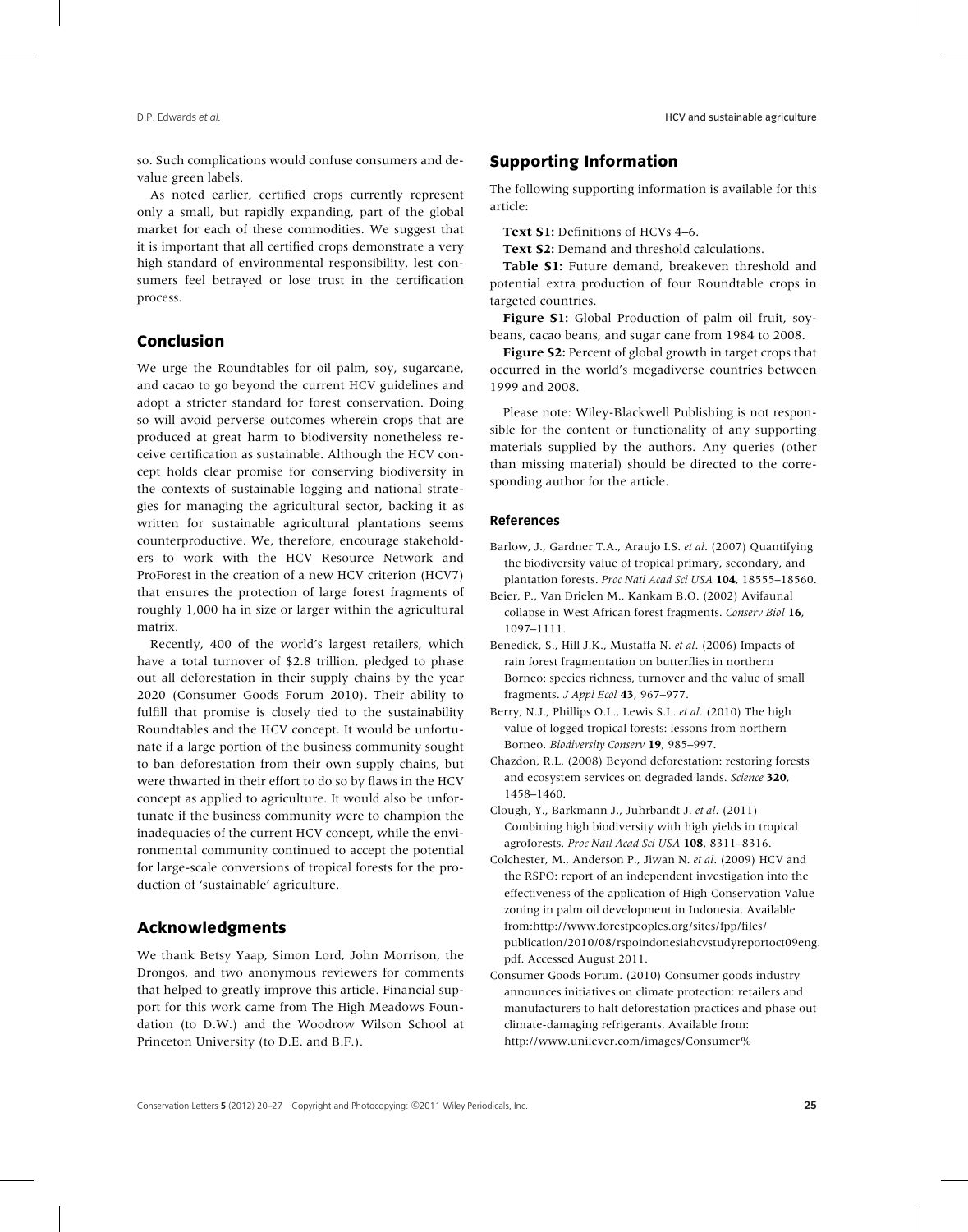so. Such complications would confuse consumers and devalue green labels.

As noted earlier, certified crops currently represent only a small, but rapidly expanding, part of the global market for each of these commodities. We suggest that it is important that all certified crops demonstrate a very high standard of environmental responsibility, lest consumers feel betrayed or lose trust in the certification process.

## Conclusion

We urge the Roundtables for oil palm, soy, sugarcane, and cacao to go beyond the current HCV guidelines and adopt a stricter standard for forest conservation. Doing so will avoid perverse outcomes wherein crops that are produced at great harm to biodiversity nonetheless receive certification as sustainable. Although the HCV concept holds clear promise for conserving biodiversity in the contexts of sustainable logging and national strategies for managing the agricultural sector, backing it as written for sustainable agricultural plantations seems counterproductive. We, therefore, encourage stakeholders to work with the HCV Resource Network and ProForest in the creation of a new HCV criterion (HCV7) that ensures the protection of large forest fragments of roughly 1,000 ha in size or larger within the agricultural matrix.

Recently, 400 of the world's largest retailers, which have a total turnover of $2.8 trillion, pledged to phase out all deforestation in their supply chains by the year 2020 (Consumer Goods Forum 2010). Their ability to fulfill that promise is closely tied to the sustainability Roundtables and the HCV concept. It would be unfortunate if a large portion of the business community sought to ban deforestation from their own supply chains, but were thwarted in their effort to do so by flaws in the HCV concept as applied to agriculture. It would also be unfortunate if the business community were to champion the inadequacies of the current HCV concept, while the environmental community continued to accept the potential for large-scale conversions of tropical forests for the production of 'sustainable' agriculture.

## Acknowledgments

We thank Betsy Yaap, Simon Lord, John Morrison, the Drongos, and two anonymous reviewers for comments that helped to greatly improve this article. Financial support for this work came from The High Meadows Foundation (to D.W.) and the Woodrow Wilson School at Princeton University (to D.E. and B.F.).

## Supporting Information

The following supporting information is available for this article:

**Text S1:** Definitions of HCVs 4–6.

**Text S2:** Demand and threshold calculations.

**Table S1:** Future demand, breakeven threshold and potential extra production of four Roundtable crops in targeted countries.

**Figure S1:** Global Production of palm oil fruit, soybeans, cacao beans, and sugar cane from 1984 to 2008.

**Figure S2:** Percent of global growth in target crops that occurred in the world's megadiverse countries between 1999 and 2008.

Please note: Wiley-Blackwell Publishing is not responsible for the content or functionality of any supporting materials supplied by the authors. Any queries (other than missing material) should be directed to the corresponding author for the article.

### References

Barlow, J., Gardner T.A., Araujo I.S. *et al*. (2007) Quantifying the biodiversity value of tropical primary, secondary, and plantation forests. *Proc Natl Acad Sci USA* **104**, 18555–18560.

Beier, P., Van Drielen M., Kankam B.O. (2002) Avifaunal collapse in West African forest fragments. *Conserv Biol* **16**, 1097–1111.

Benedick, S., Hill J.K., Mustaffa N. *et al*. (2006) Impacts of rain forest fragmentation on butterflies in northern Borneo: species richness, turnover and the value of small fragments. *J Appl Ecol* **43**, 967–977.

Berry, N.J., Phillips O.L., Lewis S.L. *et al*. (2010) The high value of logged tropical forests: lessons from northern Borneo. *Biodiversity Conserv* **19**, 985–997.

Chazdon, R.L. (2008) Beyond deforestation: restoring forests and ecosystem services on degraded lands. *Science* **320**, 1458–1460.

Clough, Y., Barkmann J., Juhrbandt J. *et al*. (2011) Combining high biodiversity with high yields in tropical agroforests. *Proc Natl Acad Sci USA* **108**, 8311–8316.

Colchester, M., Anderson P., Jiwan N. *et al*. (2009) HCV and the RSPO: report of an independent investigation into the effectiveness of the application of High Conservation Value zoning in palm oil development in Indonesia. Available from:http://www.forestpeoples.org/sites/fpp/files/publication/2010/08/rspoindonesiahcvstudyreportoct09eng.pdf. Accessed August 2011.

Consumer Goods Forum. (2010) Consumer goods industry announces initiatives on climate protection: retailers and manufacturers to halt deforestation practices and phase out climate-damaging refrigerants. Available from: http://www.unilever.com/images/Consumer%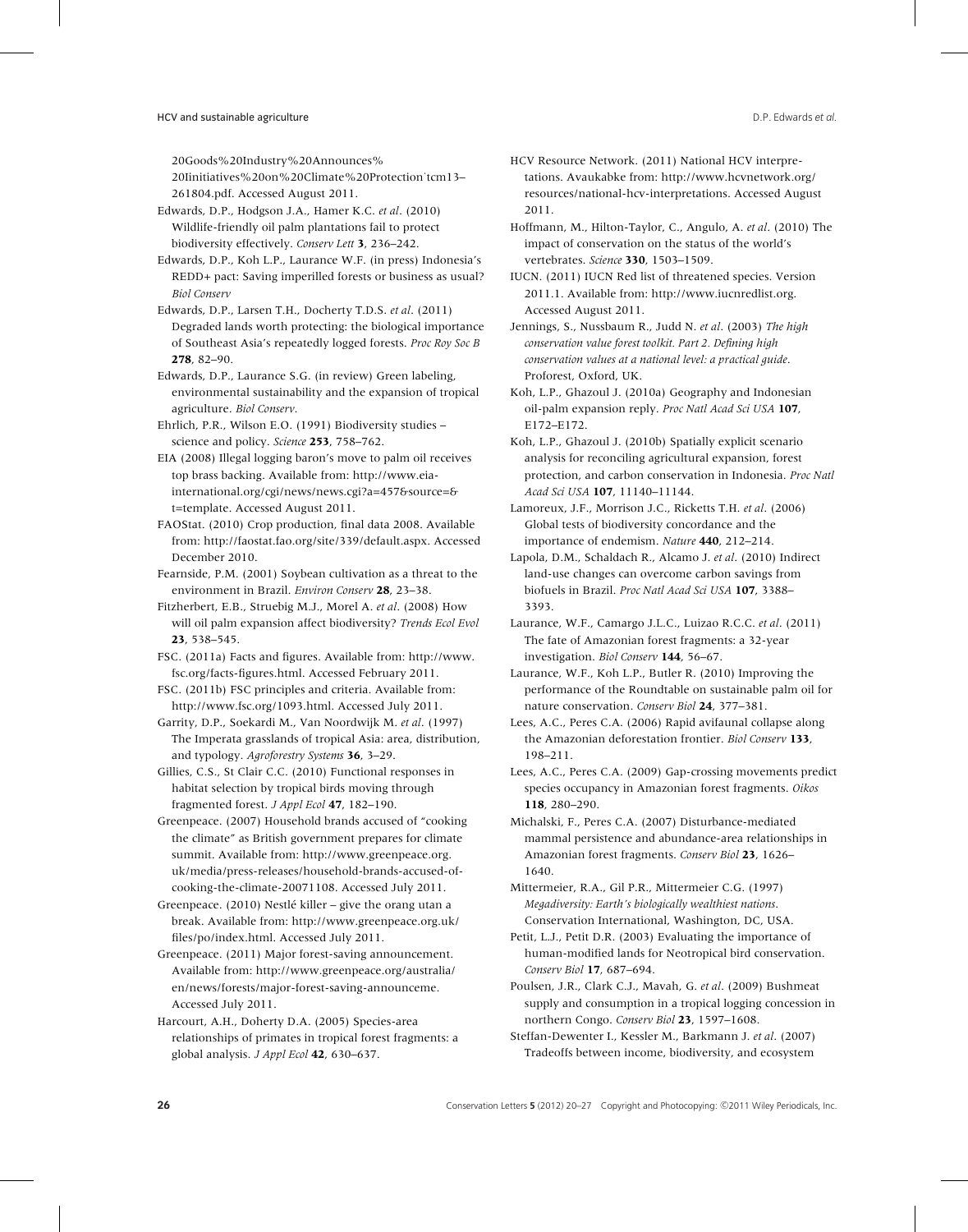20Goods%20Industry%20Announces%20Iinitiatives%20on%20Climate%20Protection˙tcm13–261804.pdf. Accessed August 2011.

Edwards, D.P., Hodgson J.A., Hamer K.C. *et al*. (2010) Wildlife-friendly oil palm plantations fail to protect biodiversity effectively. *Conserv Lett* **3**, 236–242.

Edwards, D.P., Koh L.P., Laurance W.F. (in press) Indonesia's REDD+ pact: Saving imperilled forests or business as usual? *Biol Conserv*

Edwards, D.P., Larsen T.H., Docherty T.D.S. *et al*. (2011) Degraded lands worth protecting: the biological importance of Southeast Asia's repeatedly logged forests. *Proc Roy Soc B* **278**, 82–90.

Edwards, D.P., Laurance S.G. (in review) Green labeling, environmental sustainability and the expansion of tropical agriculture. *Biol Conserv*.

Ehrlich, P.R., Wilson E.O. (1991) Biodiversity studies – science and policy. *Science* **253**, 758–762.

EIA (2008) Illegal logging baron's move to palm oil receives top brass backing. Available from: http://www.eia-international.org/cgi/news/news.cgi?a=457&source=&t=template. Accessed August 2011.

FAOStat. (2010) Crop production, final data 2008. Available from: http://faostat.fao.org/site/339/default.aspx. Accessed December 2010.

Fearnside, P.M. (2001) Soybean cultivation as a threat to the environment in Brazil. *Environ Conserv* **28**, 23–38.

Fitzherbert, E.B., Struebig M.J., Morel A. *et al*. (2008) How will oil palm expansion affect biodiversity? *Trends Ecol Evol* **23**, 538–545.

FSC. (2011a) Facts and figures. Available from: http://www.fsc.org/facts-figures.html. Accessed February 2011.

FSC. (2011b) FSC principles and criteria. Available from: http://www.fsc.org/1093.html. Accessed July 2011.

Garrity, D.P., Soekardi M., Van Noordwijk M. *et al*. (1997) The Imperata grasslands of tropical Asia: area, distribution, and typology. *Agroforestry Systems* **36**, 3–29.

Gillies, C.S., St Clair C.C. (2010) Functional responses in habitat selection by tropical birds moving through fragmented forest. *J Appl Ecol* **47**, 182–190.

Greenpeace. (2007) Household brands accused of "cooking the climate" as British government prepares for climate summit. Available from: http://www.greenpeace.org.uk/media/press-releases/household-brands-accused-of-cooking-the-climate-20071108. Accessed July 2011.

Greenpeace. (2010) Nestlé killer – give the orang utan a break. Available from: http://www.greenpeace.org.uk/files/po/index.html. Accessed July 2011.

Greenpeace. (2011) Major forest-saving announcement. Available from: http://www.greenpeace.org/australia/en/news/forests/major-forest-saving-announceme. Accessed July 2011.

Harcourt, A.H., Doherty D.A. (2005) Species-area relationships of primates in tropical forest fragments: a global analysis. *J Appl Ecol* **42**, 630–637.

HCV Resource Network. (2011) National HCV interpretations. Avaukabke from: http://www.hcvnetwork.org/resources/national-hcv-interpretations. Accessed August 2011.

Hoffmann, M., Hilton-Taylor, C., Angulo, A. *et al*. (2010) The impact of conservation on the status of the world's vertebrates. *Science* **330**, 1503–1509.

IUCN. (2011) IUCN Red list of threatened species. Version 2011.1. Available from: http://www.iucnredlist.org. Accessed August 2011.

Jennings, S., Nussbaum R., Judd N. *et al*. (2003) *The high conservation value forest toolkit. Part 2. Defining high conservation values at a national level: a practical guide*. Proforest, Oxford, UK.

Koh, L.P., Ghazoul J. (2010a) Geography and Indonesian oil-palm expansion reply. *Proc Natl Acad Sci USA* **107**, E172–E172.

Koh, L.P., Ghazoul J. (2010b) Spatially explicit scenario analysis for reconciling agricultural expansion, forest protection, and carbon conservation in Indonesia. *Proc Natl Acad Sci USA* **107**, 11140–11144.

Lamoreux, J.F., Morrison J.C., Ricketts T.H. *et al*. (2006) Global tests of biodiversity concordance and the importance of endemism. *Nature* **440**, 212–214.

Lapola, D.M., Schaldach R., Alcamo J. *et al*. (2010) Indirect land-use changes can overcome carbon savings from biofuels in Brazil. *Proc Natl Acad Sci USA* **107**, 3388–3393.

Laurance, W.F., Camargo J.L.C., Luizao R.C.C. *et al*. (2011) The fate of Amazonian forest fragments: a 32-year investigation. *Biol Conserv* **144**, 56–67.

Laurance, W.F., Koh L.P., Butler R. (2010) Improving the performance of the Roundtable on sustainable palm oil for nature conservation. *Conserv Biol* **24**, 377–381.

Lees, A.C., Peres C.A. (2006) Rapid avifaunal collapse along the Amazonian deforestation frontier. *Biol Conserv* **133**, 198–211.

Lees, A.C., Peres C.A. (2009) Gap-crossing movements predict species occupancy in Amazonian forest fragments. *Oikos* **118**, 280–290.

Michalski, F., Peres C.A. (2007) Disturbance-mediated mammal persistence and abundance-area relationships in Amazonian forest fragments. *Conserv Biol* **23**, 1626–1640.

Mittermeier, R.A., Gil P.R., Mittermeier C.G. (1997) *Megadiversity: Earth's biologically wealthiest nations*. Conservation International, Washington, DC, USA.

Petit, L.J., Petit D.R. (2003) Evaluating the importance of human-modified lands for Neotropical bird conservation. *Conserv Biol* **17**, 687–694.

Poulsen, J.R., Clark C.J., Mavah, G. *et al*. (2009) Bushmeat supply and consumption in a tropical logging concession in northern Congo. *Conserv Biol* **23**, 1597–1608.

Steffan-Dewenter I., Kessler M., Barkmann J. *et al*. (2007) Tradeoffs between income, biodiversity, and ecosystem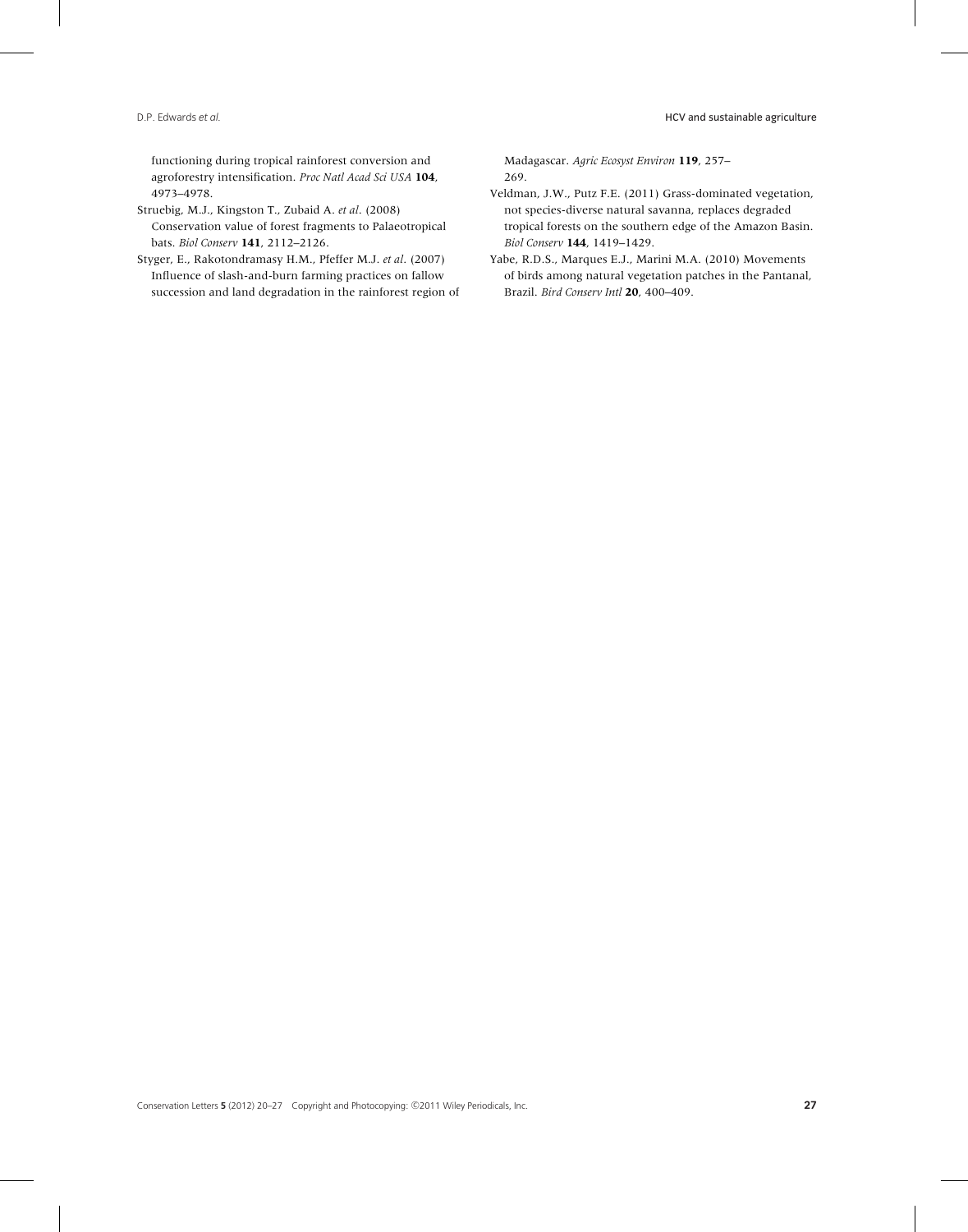functioning during tropical rainforest conversion and agroforestry intensification. *Proc Natl Acad Sci USA* **104**, 4973–4978.

Struebig, M.J., Kingston T., Zubaid A. *et al*. (2008) Conservation value of forest fragments to Palaeotropical bats. *Biol Conserv* **141**, 2112–2126.

Styger, E., Rakotondramasy H.M., Pfeffer M.J. *et al*. (2007) Influence of slash-and-burn farming practices on fallow succession and land degradation in the rainforest region of Madagascar. *Agric Ecosyst Environ* **119**, 257–269.

Veldman, J.W., Putz F.E. (2011) Grass-dominated vegetation, not species-diverse natural savanna, replaces degraded tropical forests on the southern edge of the Amazon Basin. *Biol Conserv* **144**, 1419–1429.

Yabe, R.D.S., Marques E.J., Marini M.A. (2010) Movements of birds among natural vegetation patches in the Pantanal, Brazil. *Bird Conserv Intl* **20**, 400–409.